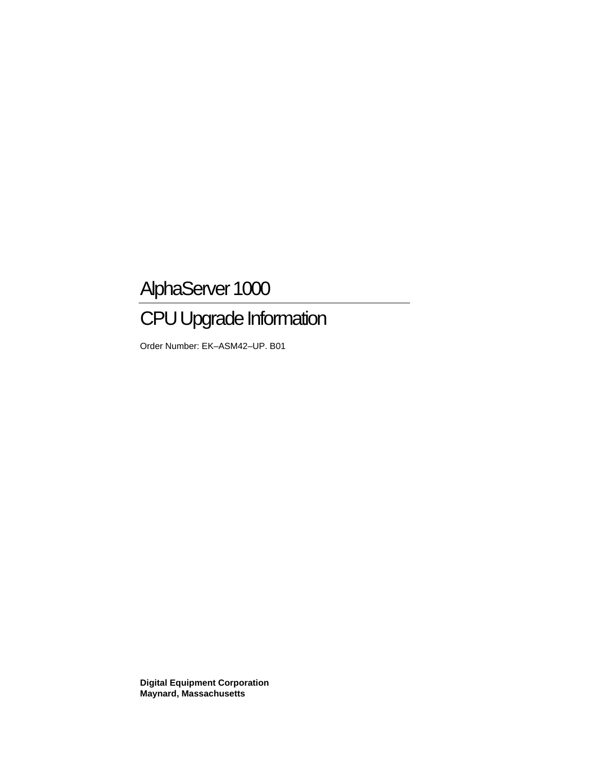# AlphaServer 1000

# CPU Upgrade Information

Order Number: EK–ASM42–UP. B01

**Digital Equipment Corporation**
**Maynard, Massachusetts**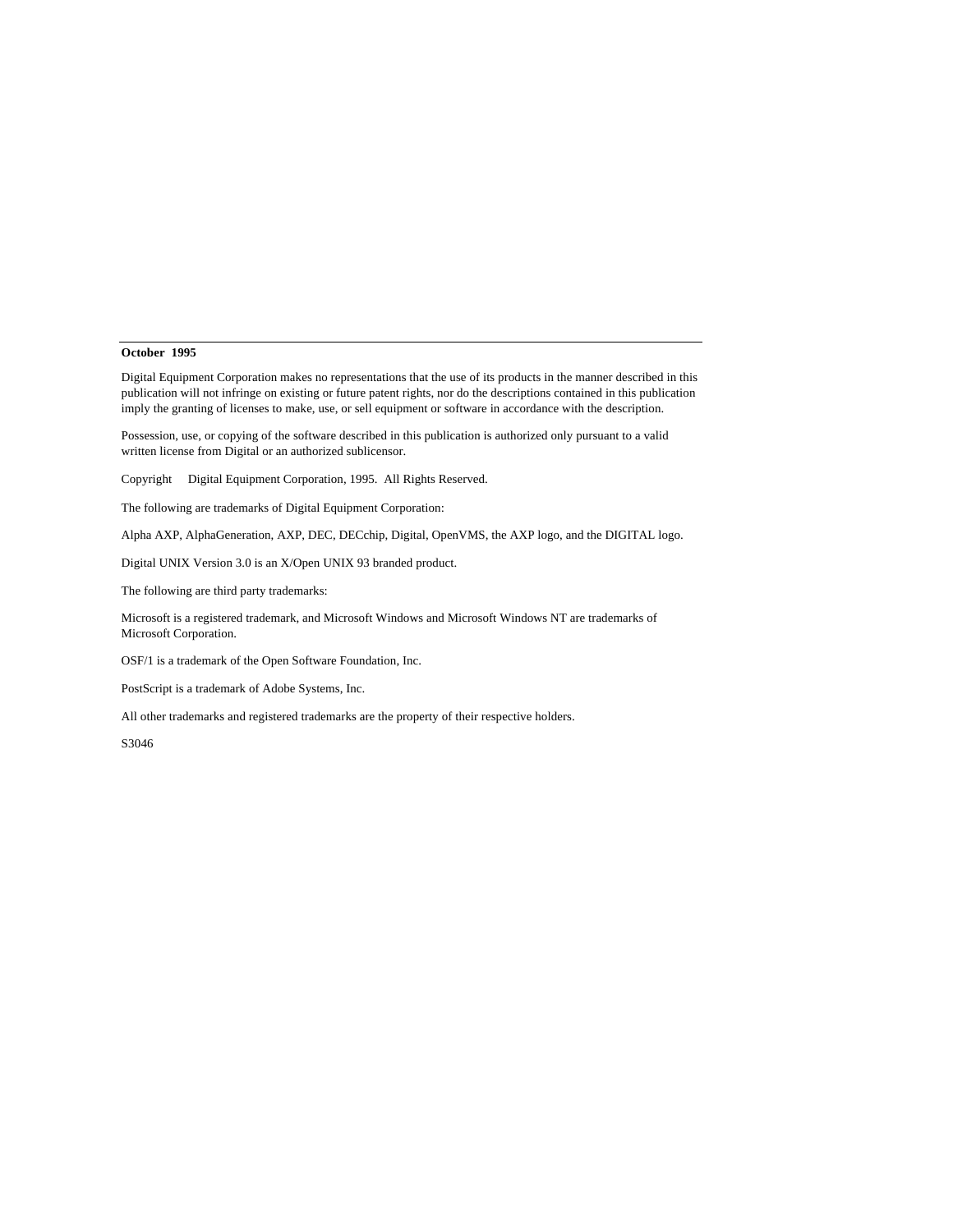---

**October 1995**

Digital Equipment Corporation makes no representations that the use of its products in the manner described in this publication will not infringe on existing or future patent rights, nor do the descriptions contained in this publication imply the granting of licenses to make, use, or sell equipment or software in accordance with the description.

Possession, use, or copying of the software described in this publication is authorized only pursuant to a valid written license from Digital or an authorized sublicensor.

Copyright  Digital Equipment Corporation, 1995. All Rights Reserved.

The following are trademarks of Digital Equipment Corporation:

Alpha AXP, AlphaGeneration, AXP, DEC, DECchip, Digital, OpenVMS, the AXP logo, and the DIGITAL logo.

Digital UNIX Version 3.0 is an X/Open UNIX 93 branded product.

The following are third party trademarks:

Microsoft is a registered trademark, and Microsoft Windows and Microsoft Windows NT are trademarks of Microsoft Corporation.

OSF/1 is a trademark of the Open Software Foundation, Inc.

PostScript is a trademark of Adobe Systems, Inc.

All other trademarks and registered trademarks are the property of their respective holders.

S3046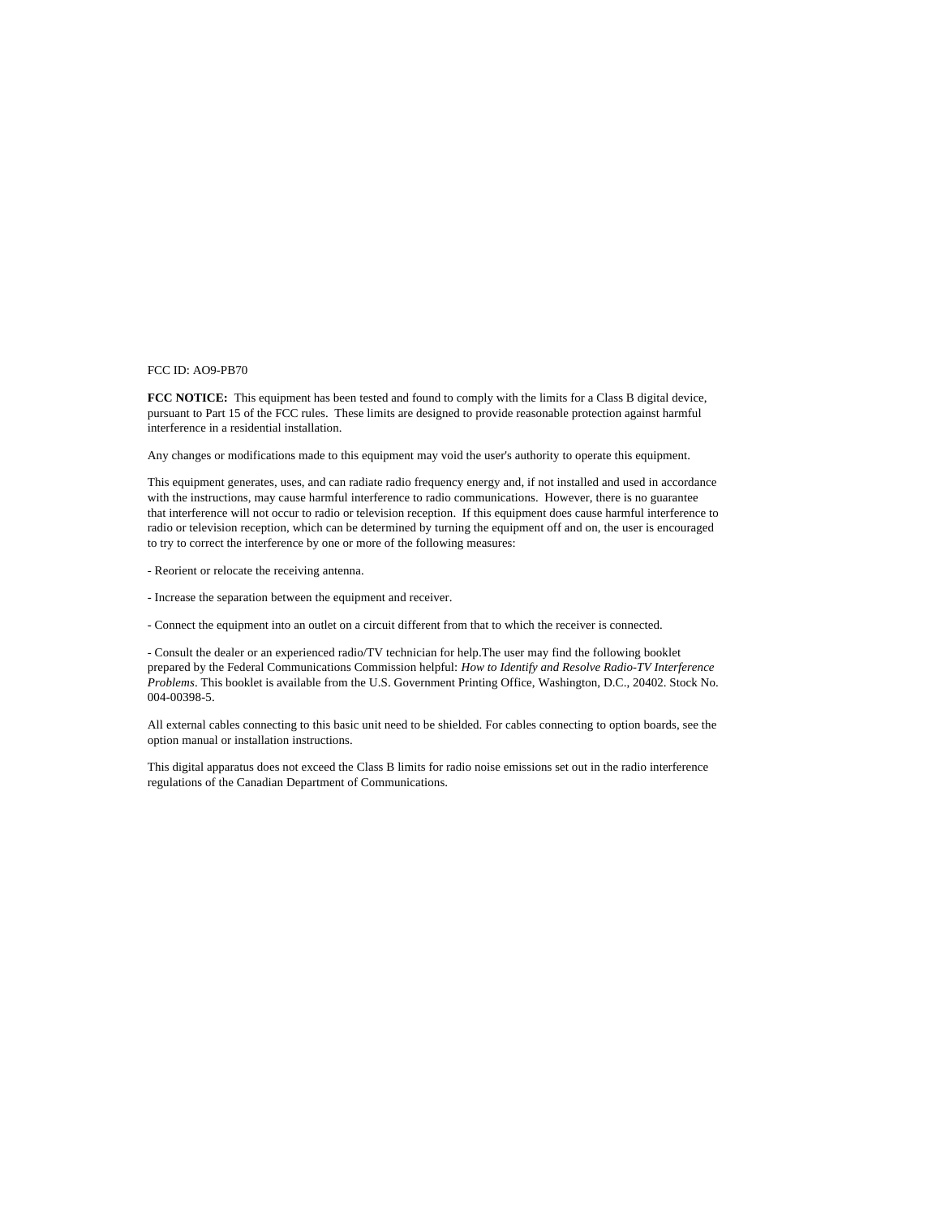FCC ID: AO9-PB70

**FCC NOTICE:** This equipment has been tested and found to comply with the limits for a Class B digital device, pursuant to Part 15 of the FCC rules. These limits are designed to provide reasonable protection against harmful interference in a residential installation.

Any changes or modifications made to this equipment may void the user's authority to operate this equipment.

This equipment generates, uses, and can radiate radio frequency energy and, if not installed and used in accordance with the instructions, may cause harmful interference to radio communications. However, there is no guarantee that interference will not occur to radio or television reception. If this equipment does cause harmful interference to radio or television reception, which can be determined by turning the equipment off and on, the user is encouraged to try to correct the interference by one or more of the following measures:

- Reorient or relocate the receiving antenna.

- Increase the separation between the equipment and receiver.

- Connect the equipment into an outlet on a circuit different from that to which the receiver is connected.

- Consult the dealer or an experienced radio/TV technician for help.The user may find the following booklet prepared by the Federal Communications Commission helpful: *How to Identify and Resolve Radio-TV Interference Problems*. This booklet is available from the U.S. Government Printing Office, Washington, D.C., 20402. Stock No. 004-00398-5.

All external cables connecting to this basic unit need to be shielded. For cables connecting to option boards, see the option manual or installation instructions.

This digital apparatus does not exceed the Class B limits for radio noise emissions set out in the radio interference regulations of the Canadian Department of Communications.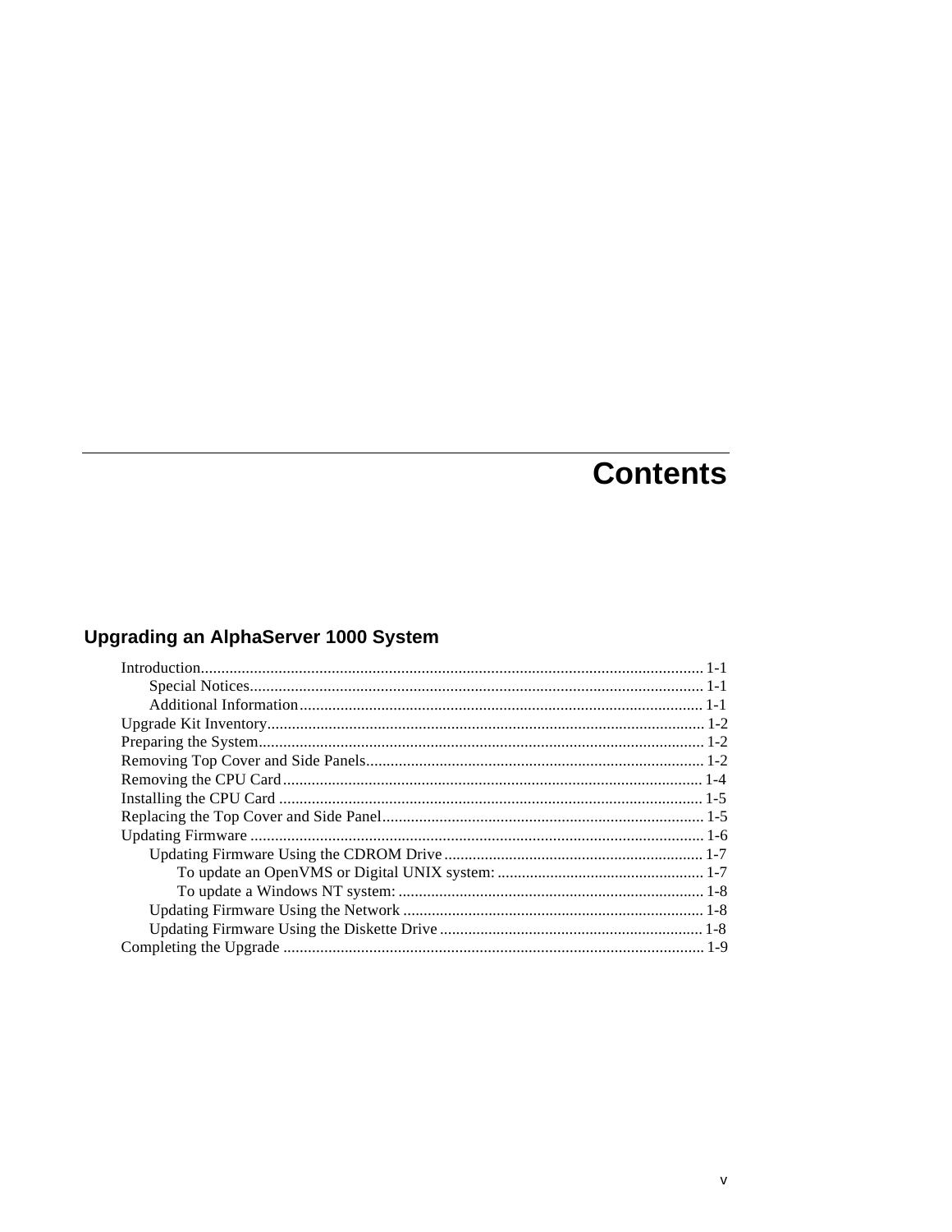# Contents

## Upgrading an AlphaServer 1000 System

- Introduction.......................................................... 1-1
  - Special Notices.......................................................... 1-1
  - Additional Information.......................................................... 1-1
- Upgrade Kit Inventory.......................................................... 1-2
- Preparing the System.......................................................... 1-2
- Removing Top Cover and Side Panels.......................................................... 1-2
- Removing the CPU Card.......................................................... 1-4
- Installing the CPU Card.......................................................... 1-5
- Replacing the Top Cover and Side Panel.......................................................... 1-5
- Updating Firmware.......................................................... 1-6
  - Updating Firmware Using the CDROM Drive.......................................................... 1-7
    - To update an OpenVMS or Digital UNIX system:.......................................................... 1-7
    - To update a Windows NT system:.......................................................... 1-8
  - Updating Firmware Using the Network.......................................................... 1-8
  - Updating Firmware Using the Diskette Drive.......................................................... 1-8
- Completing the Upgrade.......................................................... 1-9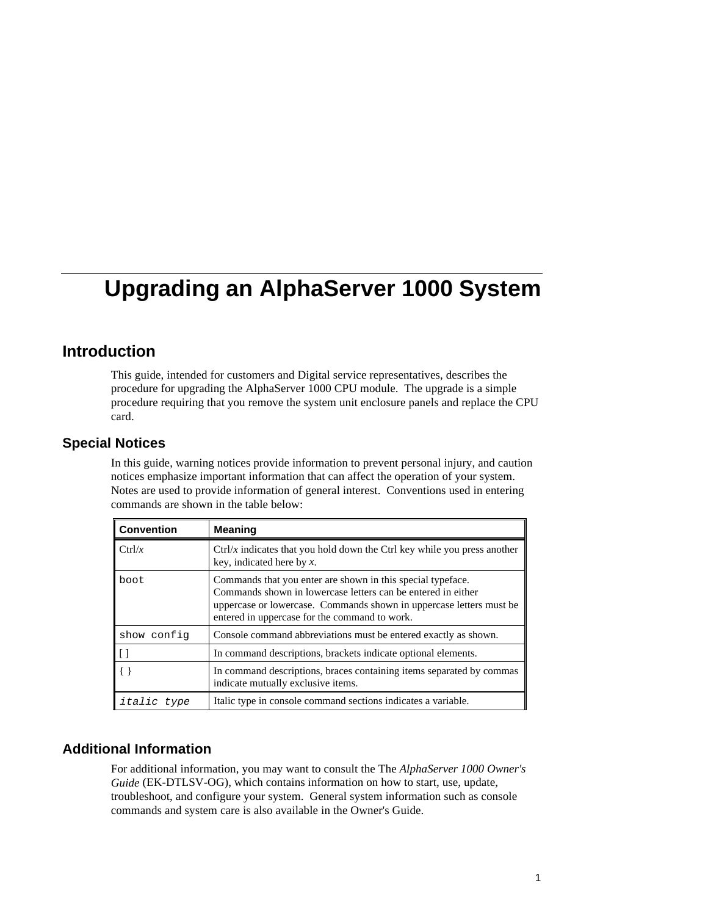# Upgrading an AlphaServer 1000 System

## Introduction

This guide, intended for customers and Digital service representatives, describes the procedure for upgrading the AlphaServer 1000 CPU module. The upgrade is a simple procedure requiring that you remove the system unit enclosure panels and replace the CPU card.

### Special Notices

In this guide, warning notices provide information to prevent personal injury, and caution notices emphasize important information that can affect the operation of your system. Notes are used to provide information of general interest. Conventions used in entering commands are shown in the table below:

| Convention | Meaning |
|---|---|
| Ctrl/*x* | Ctrl/*x* indicates that you hold down the Ctrl key while you press another key, indicated here by *x*. |
| `boot` | Commands that you enter are shown in this special typeface. Commands shown in lowercase letters can be entered in either uppercase or lowercase. Commands shown in uppercase letters must be entered in uppercase for the command to work. |
| `show config` | Console command abbreviations must be entered exactly as shown. |
| [ ] | In command descriptions, brackets indicate optional elements. |
| { } | In command descriptions, braces containing items separated by commas indicate mutually exclusive items. |
| *`italic type`* | Italic type in console command sections indicates a variable. |

### Additional Information

For additional information, you may want to consult the The *AlphaServer 1000 Owner's Guide* (EK-DTLSV-OG), which contains information on how to start, use, update, troubleshoot, and configure your system. General system information such as console commands and system care is also available in the Owner's Guide.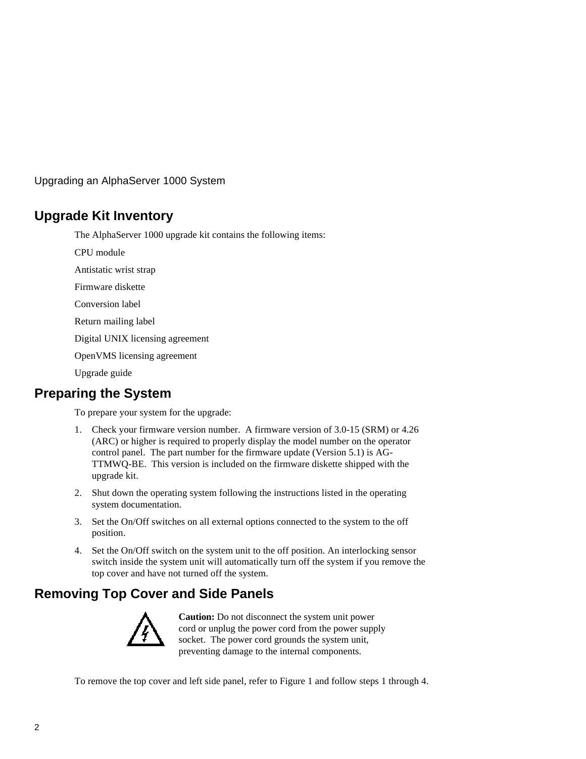## Upgrade Kit Inventory

The AlphaServer 1000 upgrade kit contains the following items:

CPU module

Antistatic wrist strap

Firmware diskette

Conversion label

Return mailing label

Digital UNIX licensing agreement

OpenVMS licensing agreement

Upgrade guide

## Preparing the System

To prepare your system for the upgrade:

1. Check your firmware version number. A firmware version of 3.0-15 (SRM) or 4.26 (ARC) or higher is required to properly display the model number on the operator control panel. The part number for the firmware update (Version 5.1) is AG-TTMWQ-BE. This version is included on the firmware diskette shipped with the upgrade kit.
2. Shut down the operating system following the instructions listed in the operating system documentation.
3. Set the On/Off switches on all external options connected to the system to the off position.
4. Set the On/Off switch on the system unit to the off position. An interlocking sensor switch inside the system unit will automatically turn off the system if you remove the top cover and have not turned off the system.

## Removing Top Cover and Side Panels

**Caution:** Do not disconnect the system unit power cord or unplug the power cord from the power supply socket. The power cord grounds the system unit, preventing damage to the internal components.

To remove the top cover and left side panel, refer to Figure 1 and follow steps 1 through 4.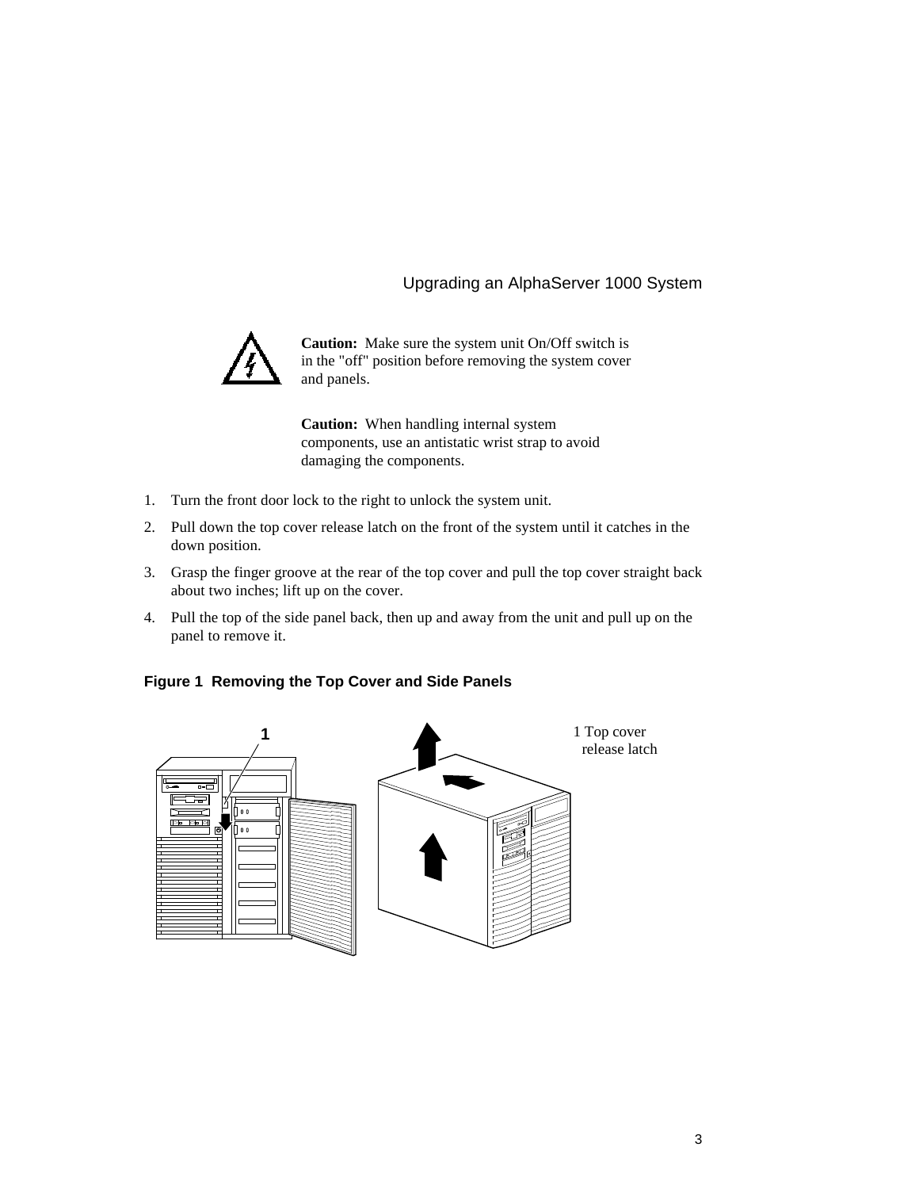**Caution:** Make sure the system unit On/Off switch is in the "off" position before removing the system cover and panels.

**Caution:** When handling internal system components, use an antistatic wrist strap to avoid damaging the components.

1. Turn the front door lock to the right to unlock the system unit.
2. Pull down the top cover release latch on the front of the system until it catches in the down position.
3. Grasp the finger groove at the rear of the top cover and pull the top cover straight back about two inches; lift up on the cover.
4. Pull the top of the side panel back, then up and away from the unit and pull up on the panel to remove it.

**Figure 1 Removing the Top Cover and Side Panels**

1 Top cover release latch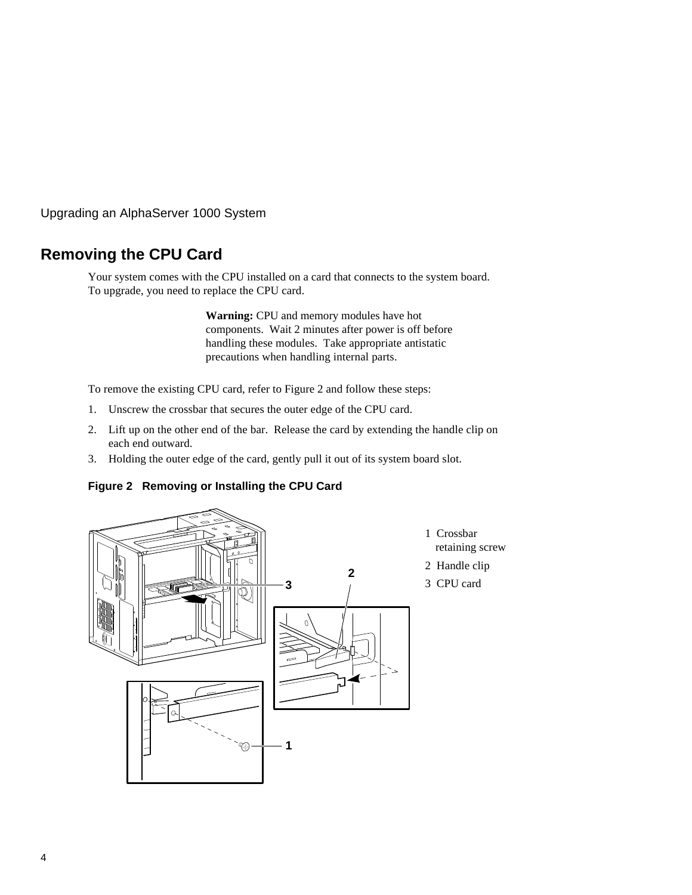## Removing the CPU Card

Your system comes with the CPU installed on a card that connects to the system board. To upgrade, you need to replace the CPU card.

**Warning:** CPU and memory modules have hot components. Wait 2 minutes after power is off before handling these modules. Take appropriate antistatic precautions when handling internal parts.

To remove the existing CPU card, refer to Figure 2 and follow these steps:

1. Unscrew the crossbar that secures the outer edge of the CPU card.
2. Lift up on the other end of the bar. Release the card by extending the handle clip on each end outward.
3. Holding the outer edge of the card, gently pull it out of its system board slot.

**Figure 2 Removing or Installing the CPU Card**

1 Crossbar retaining screw

2 Handle clip

3 CPU card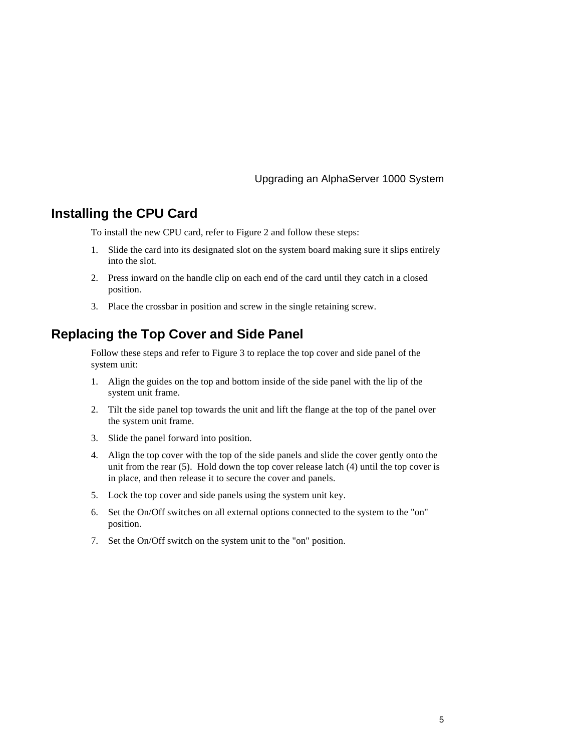## Installing the CPU Card

To install the new CPU card, refer to Figure 2 and follow these steps:

1. Slide the card into its designated slot on the system board making sure it slips entirely into the slot.
2. Press inward on the handle clip on each end of the card until they catch in a closed position.
3. Place the crossbar in position and screw in the single retaining screw.

## Replacing the Top Cover and Side Panel

Follow these steps and refer to Figure 3 to replace the top cover and side panel of the system unit:

1. Align the guides on the top and bottom inside of the side panel with the lip of the system unit frame.
2. Tilt the side panel top towards the unit and lift the flange at the top of the panel over the system unit frame.
3. Slide the panel forward into position.
4. Align the top cover with the top of the side panels and slide the cover gently onto the unit from the rear (5). Hold down the top cover release latch (4) until the top cover is in place, and then release it to secure the cover and panels.
5. Lock the top cover and side panels using the system unit key.
6. Set the On/Off switches on all external options connected to the system to the "on" position.
7. Set the On/Off switch on the system unit to the "on" position.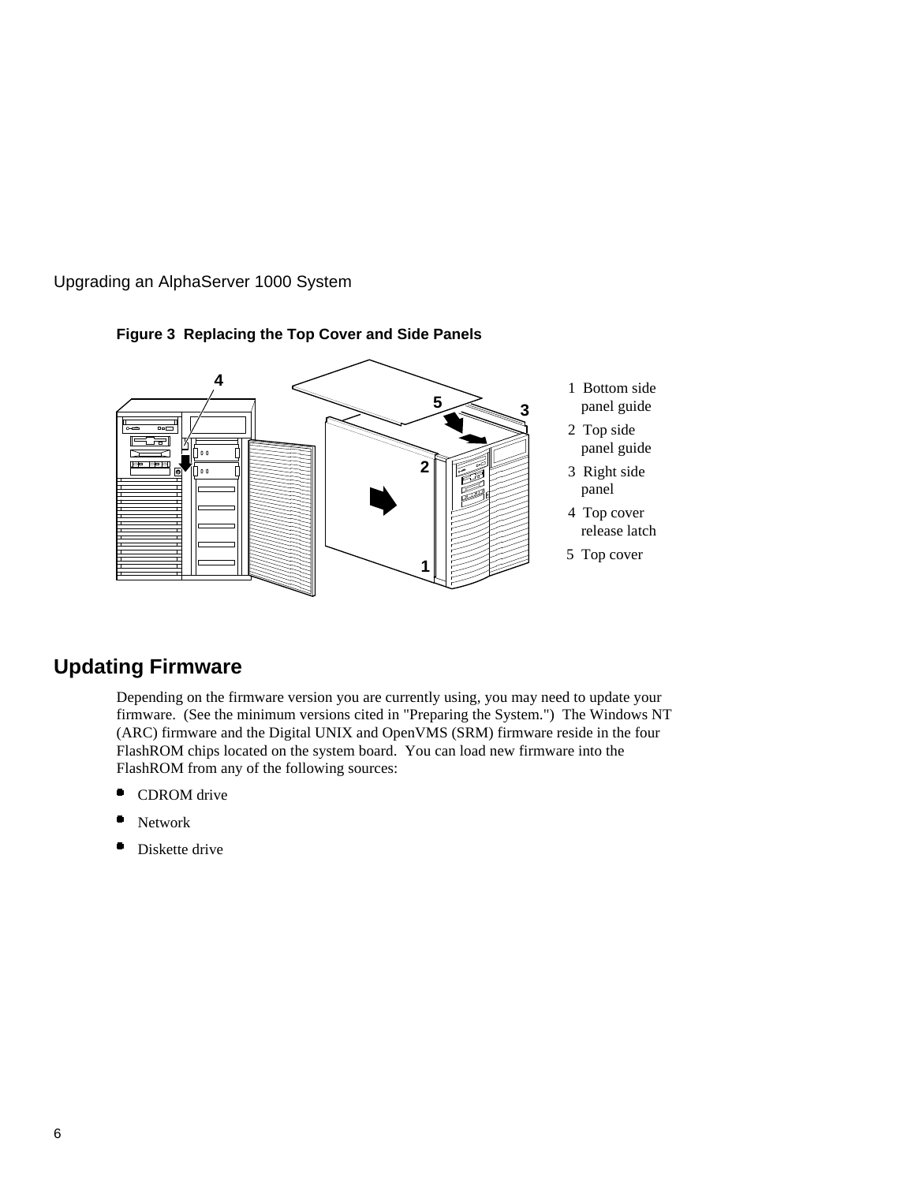**Figure 3 Replacing the Top Cover and Side Panels**

1 Bottom side panel guide
2 Top side panel guide
3 Right side panel
4 Top cover release latch
5 Top cover

## Updating Firmware

Depending on the firmware version you are currently using, you may need to update your firmware. (See the minimum versions cited in "Preparing the System.") The Windows NT (ARC) firmware and the Digital UNIX and OpenVMS (SRM) firmware reside in the four FlashROM chips located on the system board. You can load new firmware into the FlashROM from any of the following sources:

- CDROM drive
- Network
- Diskette drive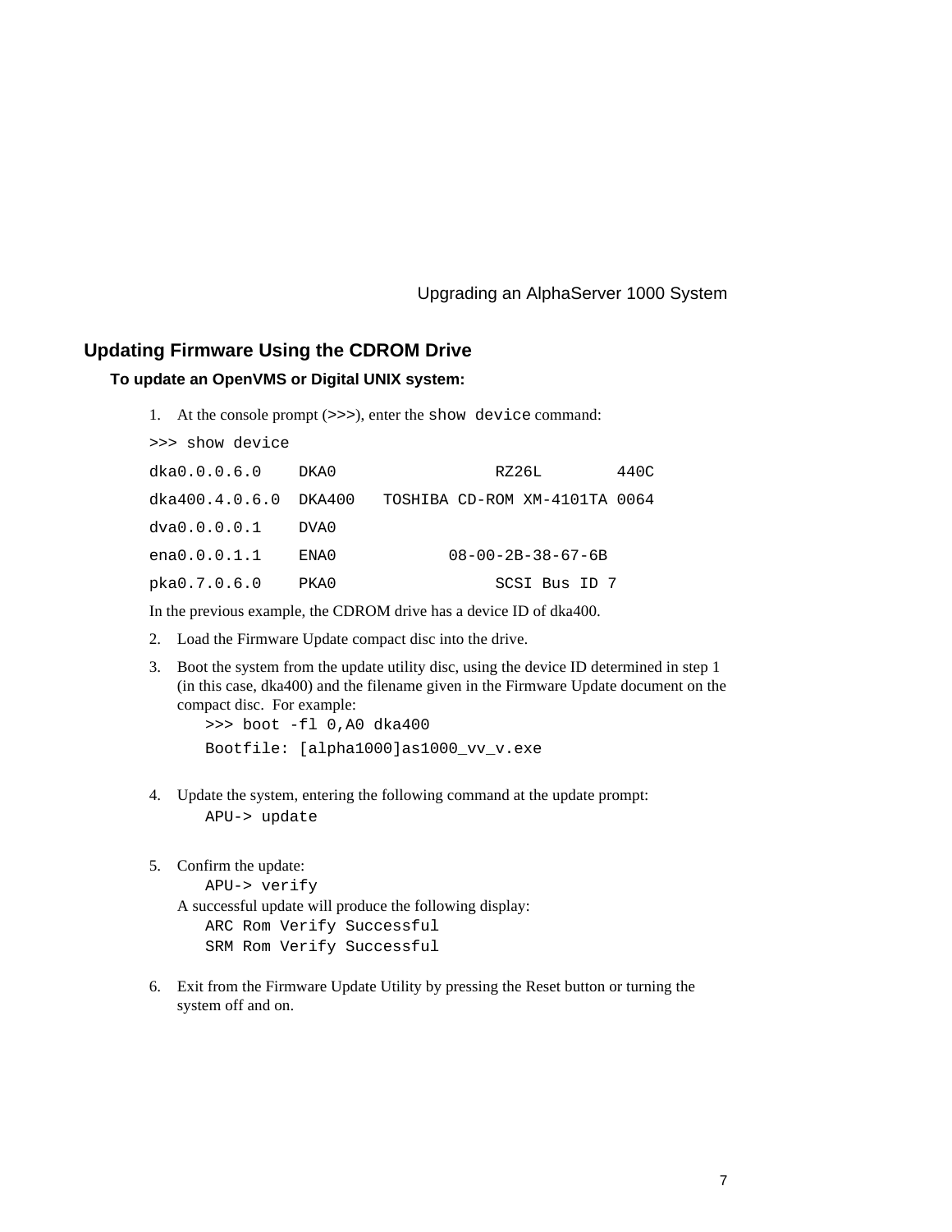## Updating Firmware Using the CDROM Drive

### To update an OpenVMS or Digital UNIX system:

1. At the console prompt (>>>), enter the `show device` command:

```
>>> show device
dka0.0.0.6.0    DKA0                RZ26L        440C
dka400.4.0.6.0  DKA400   TOSHIBA CD-ROM XM-4101TA 0064
dva0.0.0.0.1    DVA0
ena0.0.0.1.1    ENA0           08-00-2B-38-67-6B
pka0.7.0.6.0    PKA0                SCSI Bus ID 7
```

In the previous example, the CDROM drive has a device ID of dka400.

2. Load the Firmware Update compact disc into the drive.
3. Boot the system from the update utility disc, using the device ID determined in step 1 (in this case, dka400) and the filename given in the Firmware Update document on the compact disc. For example:

```
>>> boot -fl 0,A0 dka400
Bootfile: [alpha1000]as1000_vv_v.exe
```

4. Update the system, entering the following command at the update prompt:

```
APU-> update
```

5. Confirm the update:

```
APU-> verify
```

   A successful update will produce the following display:

```
ARC Rom Verify Successful
SRM Rom Verify Successful
```

6. Exit from the Firmware Update Utility by pressing the Reset button or turning the system off and on.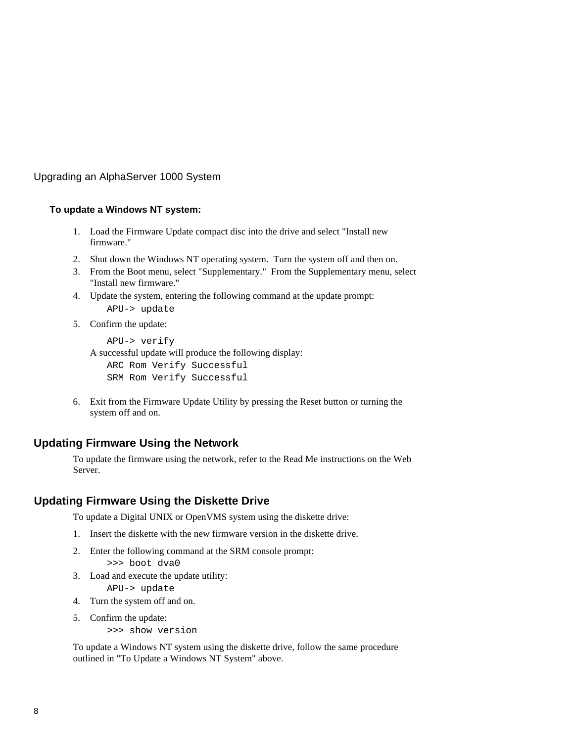Upgrading an AlphaServer 1000 System

**To update a Windows NT system:**

1. Load the Firmware Update compact disc into the drive and select "Install new firmware."
2. Shut down the Windows NT operating system.  Turn the system off and then on.
3. From the Boot menu, select "Supplementary."  From the Supplementary menu, select "Install new firmware."
4. Update the system, entering the following command at the update prompt:
   ```
   APU-> update
   ```
5. Confirm the update:
   ```
   APU-> verify
   ```
   A successful update will produce the following display:
   ```
   ARC Rom Verify Successful
   SRM Rom Verify Successful
   ```
6. Exit from the Firmware Update Utility by pressing the Reset button or turning the system off and on.

## Updating Firmware Using the Network

To update the firmware using the network, refer to the Read Me instructions on the Web Server.

## Updating Firmware Using the Diskette Drive

To update a Digital UNIX or OpenVMS system using the diskette drive:

1. Insert the diskette with the new firmware version in the diskette drive.
2. Enter the following command at the SRM console prompt:
   ```
   >>> boot dva0
   ```
3. Load and execute the update utility:
   ```
   APU-> update
   ```
4. Turn the system off and on.
5. Confirm the update:
   ```
   >>> show version
   ```

To update a Windows NT system using the diskette drive, follow the same procedure outlined in "To Update a Windows NT System" above.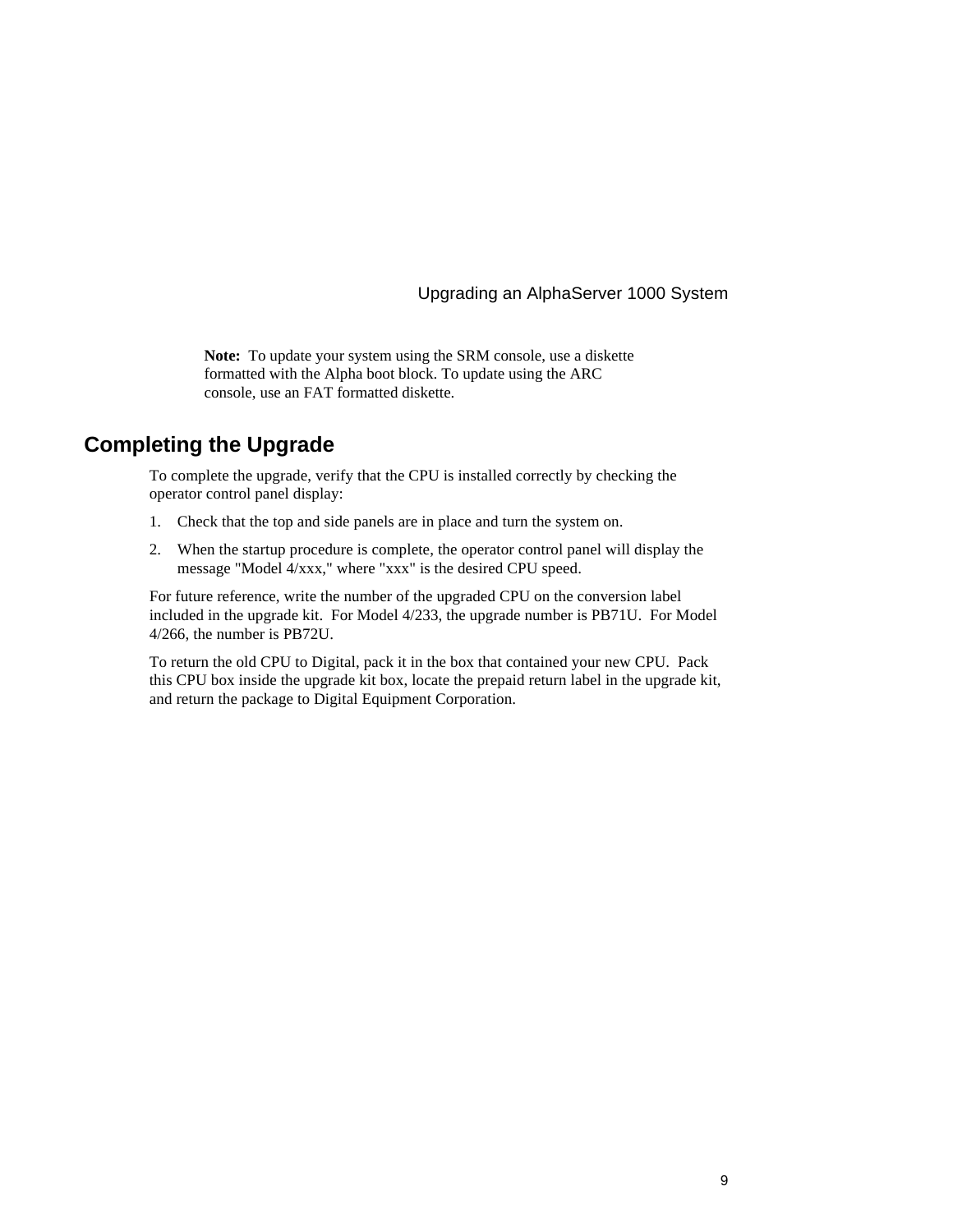**Note:** To update your system using the SRM console, use a diskette formatted with the Alpha boot block. To update using the ARC console, use an FAT formatted diskette.

## Completing the Upgrade

To complete the upgrade, verify that the CPU is installed correctly by checking the operator control panel display:

1. Check that the top and side panels are in place and turn the system on.
2. When the startup procedure is complete, the operator control panel will display the message "Model 4/xxx," where "xxx" is the desired CPU speed.

For future reference, write the number of the upgraded CPU on the conversion label included in the upgrade kit. For Model 4/233, the upgrade number is PB71U. For Model 4/266, the number is PB72U.

To return the old CPU to Digital, pack it in the box that contained your new CPU. Pack this CPU box inside the upgrade kit box, locate the prepaid return label in the upgrade kit, and return the package to Digital Equipment Corporation.